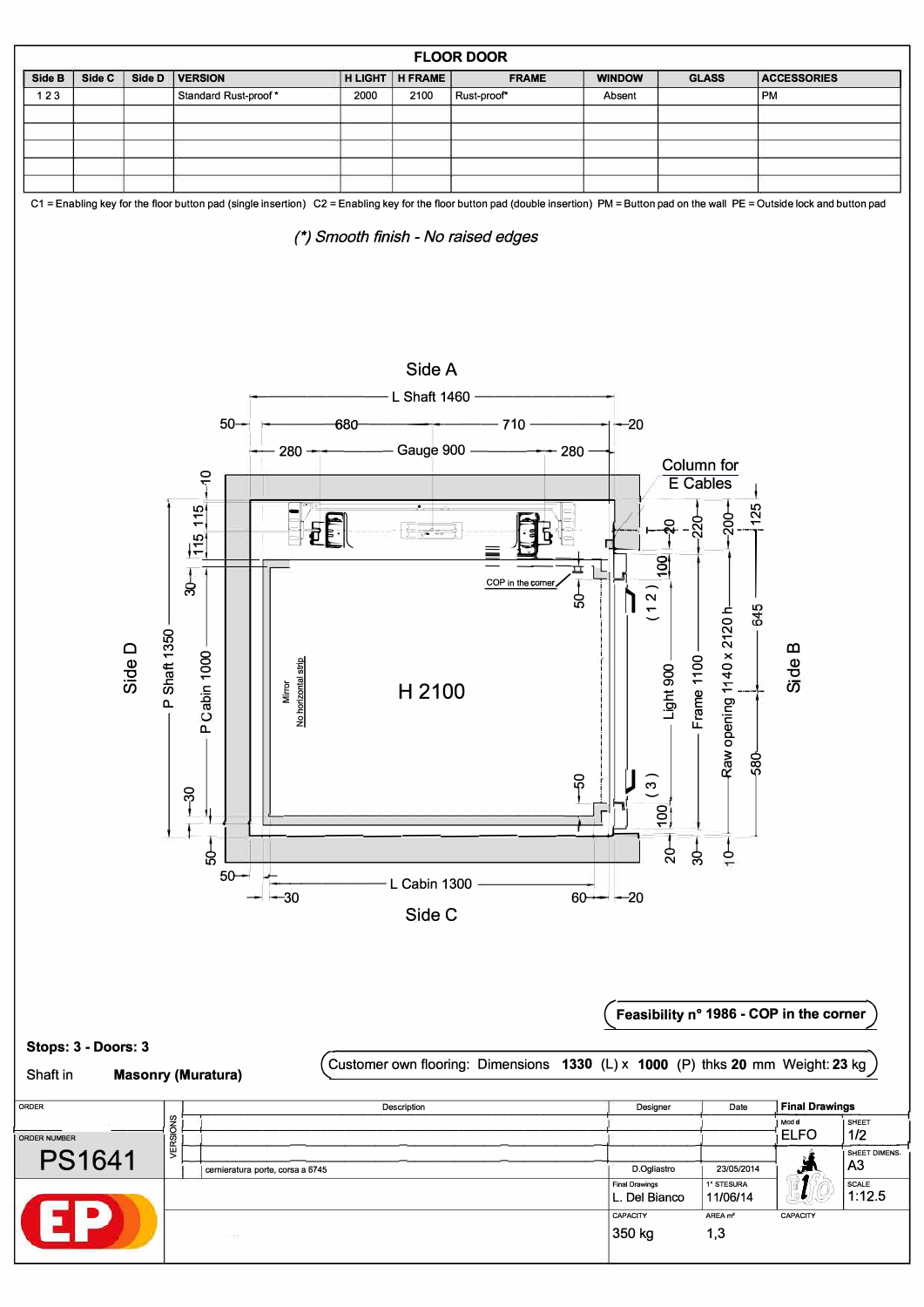# FLOOR DOOR

| Side B | Side C | Side D | VERSION | H LIGHT | H FRAME | FRAME | WINDOW | GLASS | ACCESSORIES |
|---|---|---|---|---|---|---|---|---|---|
| 1 2 3 | | | Standard Rust-proof * | 2000 | 2100 | Rust-proof* | Absent | | PM |
| | | | | | | | | | |
| | | | | | | | | | |
| | | | | | | | | | |
| | | | | | | | | | |
| | | | | | | | | | |

C1 = Enabling key for the floor button pad (single insertion)  C2 = Enabling key for the floor button pad (double insertion)  PM = Button pad on the wall  PE = Outside lock and button pad

*(*) Smooth finish - No raised edges*

Side A

L Shaft 1460

50 — 680 — 710 — 20

280 — Gauge 900 — 280

Column for E Cables

COP in the corner

Mirror
No horizontal strip

H 2100

Side D

P Shaft 1350

P Cabin 1000

Side B

Light 900

Frame 1100

Raw opening 1140 x 2120 h

( 1 2 )

( 3 )

10, 115, 115, 30, 30, 50, 50, 50, 100, 100, 20, 220, 200, 125, 645, 580, 20, 30, 10

50 — L Cabin 1300 — 60 — 20

30

Side C

**Feasibility n° 1986 - COP in the corner**

**Stops: 3 - Doors: 3**

Shaft in **Masonry (Muratura)**

Customer own flooring: Dimensions **1330** (L) x **1000** (P) thks **20** mm Weight: **23** kg

| ORDER | VERSIONS | Description | Designer | Date | **Final Drawings** | |
|---|---|---|---|---|---|---|
| ORDER NUMBER | | | | | Mod el: ELFO | SHEET: 1/2 |
| PS1641 | | cerniera­tura porte, corsa a 6745 | D.Ogliastro | 23/05/2014 | | SHEET DIMENS.: A3 |
| | | | Final Drawings: L. Del Bianco | 1° STESURA: 11/06/14 | | SCALE: 1:12.5 |
| | | | CAPACITY: 350 kg | AREA m²: 1,3 | CAPACITY | |

EP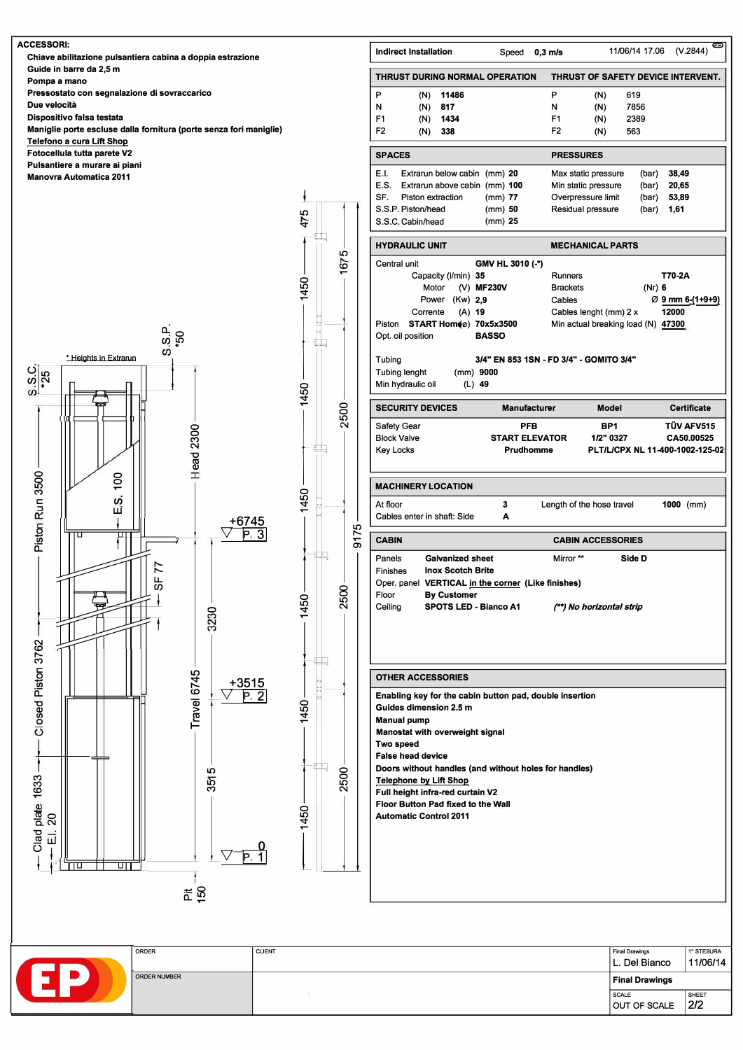**ACCESSORI:**

- Chiave abilitazione pulsantiera cabina a doppia estrazione
- Guide in barre da 2,5 m
- Pompa a mano
- Pressostato con segnalazione di sovraccarico
- Due velocità
- Dispositivo falsa testata
- Maniglie porte escluse dalla fornitura (porte senza fori maniglie)
- Telefono a cura Lift Shop
- Fotocellula tutta parete V2
- Pulsantiere a murare ai piani
- Manovra Automatica 2011

* Heights in Extrarun

S.S.C. *25

S.S.P. *50

Piston Run 3500

Closed Piston 3762

Clad plate 1633

E.I. 20

E.S. 100

SF 77

Head 2300

Travel 6745

Pit 150

+6745 P. 3

+3515 P. 2

0 P. 1

3230

3515

475

1450

1450

1450

1450

1450

1450

1675

2500

2500

2500

9175

| Indirect Installation | Speed 0,3 m/s | 11/06/14 17.06 | (V.2844) |
|---|---|---|---|

| THRUST DURING NORMAL OPERATION | | | THRUST OF SAFETY DEVICE INTERVENT. | | |
|---|---|---|---|---|---|
| P | (N) | 11486 | P | (N) | 619 |
| N | (N) | 817 | N | (N) | 7856 |
| F1 | (N) | 1434 | F1 | (N) | 2389 |
| F2 | (N) | 338 | F2 | (N) | 563 |

| SPACES | | | PRESSURES | | |
|---|---|---|---|---|---|
| E.I. Extrarun below cabin | (mm) | 20 | Max static pressure | (bar) | 38,49 |
| E.S. Extrarun above cabin | (mm) | 100 | Min static pressure | (bar) | 20,65 |
| SF. Piston extraction | (mm) | 77 | Overpressure limit | (bar) | 53,89 |
| S.S.P. Piston/head | (mm) | 50 | Residual pressure | (bar) | 1,61 |
| S.S.C. Cabin/head | (mm) | 25 | | | |

| HYDRAULIC UNIT | | | MECHANICAL PARTS | | |
|---|---|---|---|---|---|
| Central unit | | GMV HL 3010 (-*) | | | |
| Capacity | (l/min) | 35 | Runners | | T70-2A |
| Motor | (V) | MF230V | Brackets | (Nr) | 6 |
| Power | (Kw) | 2,9 | Cables | Ø | 9 mm 6-(1+9+9) |
| Corrente | (A) | 19 | Cables lenght (mm) 2 x | | 12000 |
| Piston START Home | (ø) | 70x5x3500 | Min actual breaking load | (N) | 47300 |
| Opt. oil position | | BASSO | | | |
| Tubing | | 3/4" EN 853 1SN - FD 3/4" - GOMITO 3/4" | | | |
| Tubing lenght | (mm) | 9000 | | | |
| Min hydraulic oil | (L) | 49 | | | |

| SECURITY DEVICES | Manufacturer | Model | Certificate |
|---|---|---|---|
| Safety Gear | PFB | BP1 | TÜV AFV515 |
| Block Valve | START ELEVATOR | 1/2" 0327 | CA50.00525 |
| Key Locks | Prudhomme | PLT/L/CPX NL 11-400-1002-125-02 | |

| MACHINERY LOCATION | | | |
|---|---|---|---|
| At floor | 3 | Length of the hose travel | 1000 (mm) |
| Cables enter in shaft: Side | A | | |

| CABIN | | CABIN ACCESSORIES | |
|---|---|---|---|
| Panels | Galvanized sheet | Mirror ** | Side D |
| Finishes | Inox Scotch Brite | | |
| Oper. panel | VERTICAL in the corner (Like finishes) | | |
| Floor | By Customer | | |
| Ceiling | SPOTS LED - Bianco A1 | *(**) No horizontal strip* | |

**OTHER ACCESSORIES**

- Enabling key for the cabin button pad, double insertion
- Guides dimension 2.5 m
- Manual pump
- Manostat with overweight signal
- Two speed
- False head device
- Doors without handles (and without holes for handles)
- Telephone by Lift Shop
- Full height infra-red curtain V2
- Floor Button Pad fixed to the Wall
- Automatic Control 2011

| ORDER | CLIENT | Final Drawings | 1° STESURA |
|---|---|---|---|
| | | L. Del Bianco | 11/06/14 |
| ORDER NUMBER | | Final Drawings | |
| | | SCALE: OUT OF SCALE | SHEET: 2/2 |